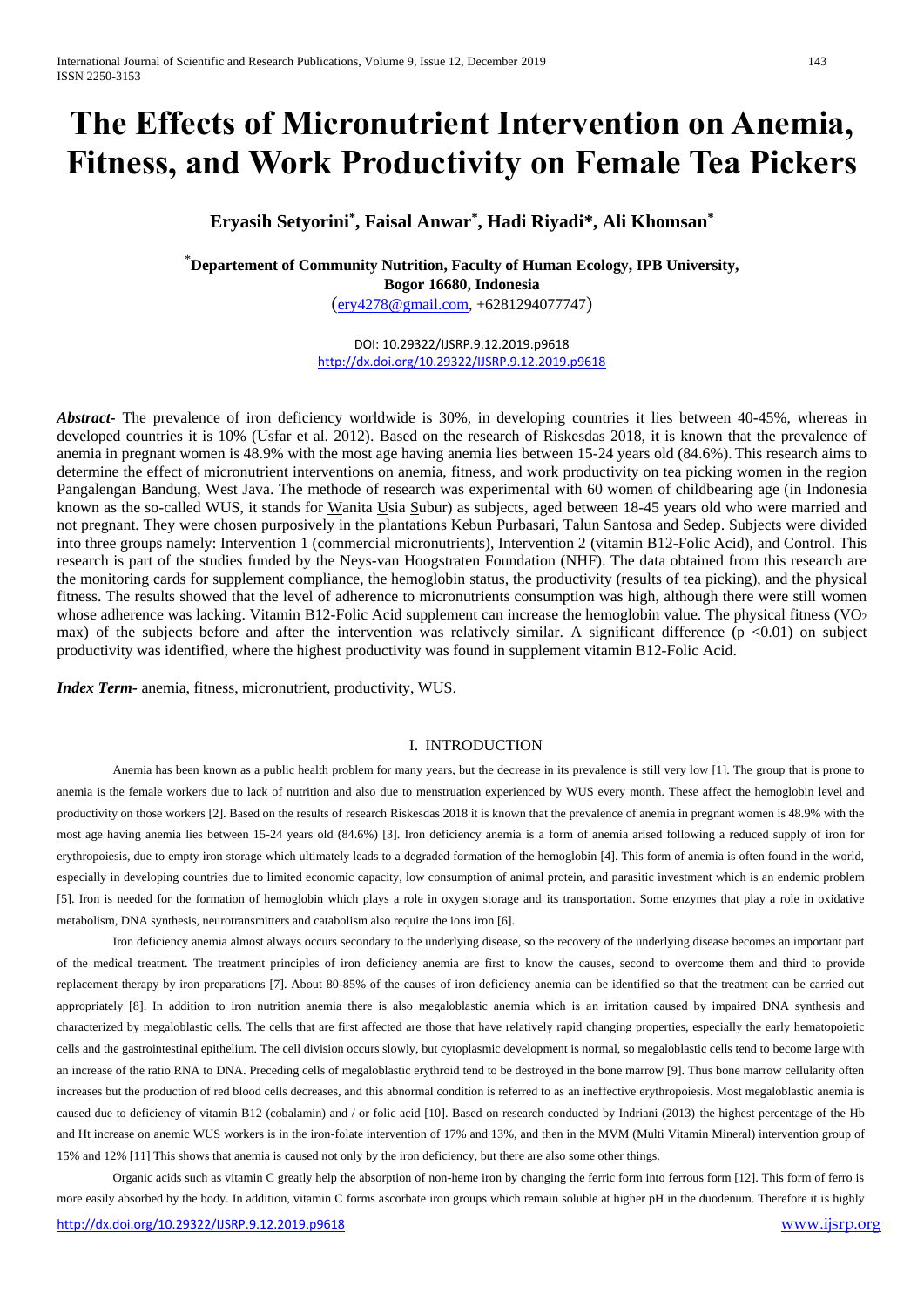# The Effects of Micronutrient Intervention on Anemia, Fitness, and Work Productivity on Female Tea Pickers

**Eryasih Setyorini*, Faisal Anwar*, Hadi Riyadi*, Ali Khomsan***

***Departement of Community Nutrition, Faculty of Human Ecology, IPB University, Bogor 16680, Indonesia**

(ery4278@gmail.com, +6281294077747)

DOI: 10.29322/IJSRP.9.12.2019.p9618
http://dx.doi.org/10.29322/IJSRP.9.12.2019.p9618

***Abstract-*** The prevalence of iron deficiency worldwide is 30%, in developing countries it lies between 40-45%, whereas in developed countries it is 10% (Usfar et al. 2012). Based on the research of Riskesdas 2018, it is known that the prevalence of anemia in pregnant women is 48.9% with the most age having anemia lies between 15-24 years old (84.6%). This research aims to determine the effect of micronutrient interventions on anemia, fitness, and work productivity on tea picking women in the region Pangalengan Bandung, West Java. The methode of research was experimental with 60 women of childbearing age (in Indonesia known as the so-called WUS, it stands for Wanita Usia Subur) as subjects, aged between 18-45 years old who were married and not pregnant. They were chosen purposively in the plantations Kebun Purbasari, Talun Santosa and Sedep. Subjects were divided into three groups namely: Intervention 1 (commercial micronutrients), Intervention 2 (vitamin B12-Folic Acid), and Control. This research is part of the studies funded by the Neys-van Hoogstraten Foundation (NHF). The data obtained from this research are the monitoring cards for supplement compliance, the hemoglobin status, the productivity (results of tea picking), and the physical fitness. The results showed that the level of adherence to micronutrients consumption was high, although there were still women whose adherence was lacking. Vitamin B12-Folic Acid supplement can increase the hemoglobin value. The physical fitness ($VO_2$ max) of the subjects before and after the intervention was relatively similar. A significant difference ($p < 0.01$) on subject productivity was identified, where the highest productivity was found in supplement vitamin B12-Folic Acid.

***Index Term-*** anemia, fitness, micronutrient, productivity, WUS.

## I. INTRODUCTION

Anemia has been known as a public health problem for many years, but the decrease in its prevalence is still very low [1]. The group that is prone to anemia is the female workers due to lack of nutrition and also due to menstruation experienced by WUS every month. These affect the hemoglobin level and productivity on those workers [2]. Based on the results of research Riskesdas 2018 it is known that the prevalence of anemia in pregnant women is 48.9% with the most age having anemia lies between 15-24 years old (84.6%) [3]. Iron deficiency anemia is a form of anemia arised following a reduced supply of iron for erythropoiesis, due to empty iron storage which ultimately leads to a degraded formation of the hemoglobin [4]. This form of anemia is often found in the world, especially in developing countries due to limited economic capacity, low consumption of animal protein, and parasitic investment which is an endemic problem [5]. Iron is needed for the formation of hemoglobin which plays a role in oxygen storage and its transportation. Some enzymes that play a role in oxidative metabolism, DNA synthesis, neurotransmitters and catabolism also require the ions iron [6].

Iron deficiency anemia almost always occurs secondary to the underlying disease, so the recovery of the underlying disease becomes an important part of the medical treatment. The treatment principles of iron deficiency anemia are first to know the causes, second to overcome them and third to provide replacement therapy by iron preparations [7]. About 80-85% of the causes of iron deficiency anemia can be identified so that the treatment can be carried out appropriately [8]. In addition to iron nutrition anemia there is also megaloblastic anemia which is an irritation caused by impaired DNA synthesis and characterized by megaloblastic cells. The cells that are first affected are those that have relatively rapid changing properties, especially the early hematopoietic cells and the gastrointestinal epithelium. The cell division occurs slowly, but cytoplasmic development is normal, so megaloblastic cells tend to become large with an increase of the ratio RNA to DNA. Preceding cells of megaloblastic erythroid tend to be destroyed in the bone marrow [9]. Thus bone marrow cellularity often increases but the production of red blood cells decreases, and this abnormal condition is referred to as an ineffective erythropoiesis. Most megaloblastic anemia is caused due to deficiency of vitamin B12 (cobalamin) and / or folic acid [10]. Based on research conducted by Indriani (2013) the highest percentage of the Hb and Ht increase on anemic WUS workers is in the iron-folate intervention of 17% and 13%, and then in the MVM (Multi Vitamin Mineral) intervention group of 15% and 12% [11] This shows that anemia is caused not only by the iron deficiency, but there are also some other things.

Organic acids such as vitamin C greatly help the absorption of non-heme iron by changing the ferric form into ferrous form [12]. This form of ferro is more easily absorbed by the body. In addition, vitamin C forms ascorbate iron groups which remain soluble at higher pH in the duodenum. Therefore it is highly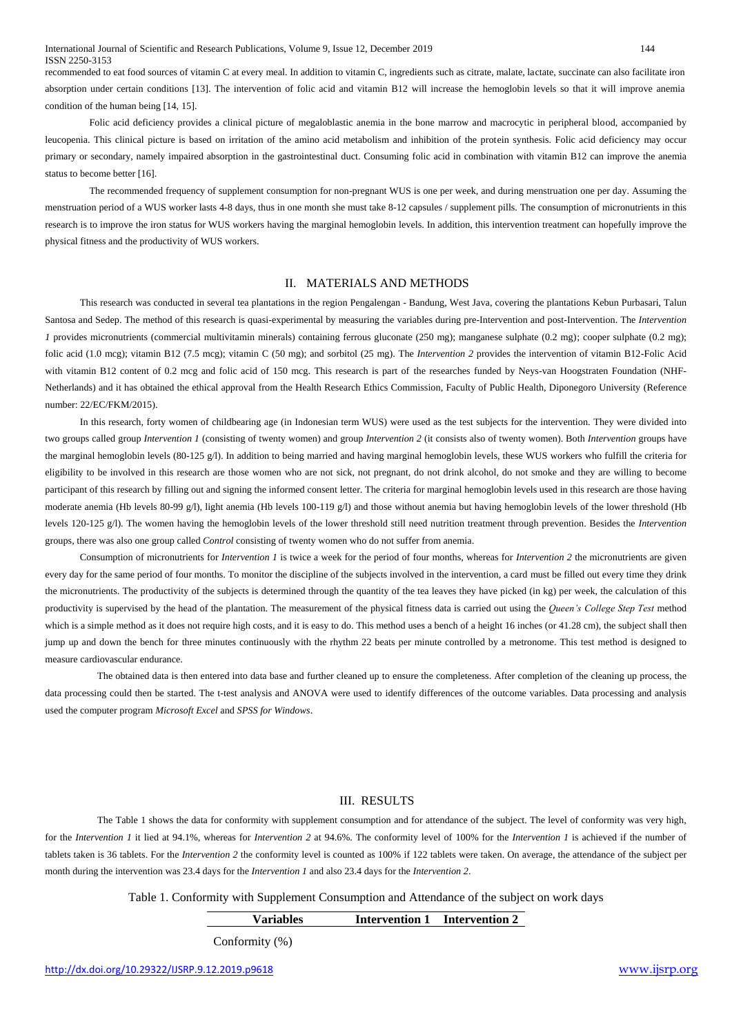recommended to eat food sources of vitamin C at every meal. In addition to vitamin C, ingredients such as citrate, malate, lactate, succinate can also facilitate iron absorption under certain conditions [13]. The intervention of folic acid and vitamin B12 will increase the hemoglobin levels so that it will improve anemia condition of the human being [14, 15].

Folic acid deficiency provides a clinical picture of megaloblastic anemia in the bone marrow and macrocytic in peripheral blood, accompanied by leucopenia. This clinical picture is based on irritation of the amino acid metabolism and inhibition of the protein synthesis. Folic acid deficiency may occur primary or secondary, namely impaired absorption in the gastrointestinal duct. Consuming folic acid in combination with vitamin B12 can improve the anemia status to become better [16].

The recommended frequency of supplement consumption for non-pregnant WUS is one per week, and during menstruation one per day. Assuming the menstruation period of a WUS worker lasts 4-8 days, thus in one month she must take 8-12 capsules / supplement pills. The consumption of micronutrients in this research is to improve the iron status for WUS workers having the marginal hemoglobin levels. In addition, this intervention treatment can hopefully improve the physical fitness and the productivity of WUS workers.

## II. MATERIALS AND METHODS

This research was conducted in several tea plantations in the region Pengalengan - Bandung, West Java, covering the plantations Kebun Purbasari, Talun Santosa and Sedep. The method of this research is quasi-experimental by measuring the variables during pre-Intervention and post-Intervention. The *Intervention 1* provides micronutrients (commercial multivitamin minerals) containing ferrous gluconate (250 mg); manganese sulphate (0.2 mg); cooper sulphate (0.2 mg); folic acid (1.0 mcg); vitamin B12 (7.5 mcg); vitamin C (50 mg); and sorbitol (25 mg). The *Intervention 2* provides the intervention of vitamin B12-Folic Acid with vitamin B12 content of 0.2 mcg and folic acid of 150 mcg. This research is part of the researches funded by Neys-van Hoogstraten Foundation (NHF-Netherlands) and it has obtained the ethical approval from the Health Research Ethics Commission, Faculty of Public Health, Diponegoro University (Reference number: 22/EC/FKM/2015).

In this research, forty women of childbearing age (in Indonesian term WUS) were used as the test subjects for the intervention. They were divided into two groups called group *Intervention 1* (consisting of twenty women) and group *Intervention 2* (it consists also of twenty women). Both *Intervention* groups have the marginal hemoglobin levels (80-125 g/l). In addition to being married and having marginal hemoglobin levels, these WUS workers who fulfill the criteria for eligibility to be involved in this research are those women who are not sick, not pregnant, do not drink alcohol, do not smoke and they are willing to become participant of this research by filling out and signing the informed consent letter. The criteria for marginal hemoglobin levels used in this research are those having moderate anemia (Hb levels 80-99 g/l), light anemia (Hb levels 100-119 g/l) and those without anemia but having hemoglobin levels of the lower threshold (Hb levels 120-125 g/l). The women having the hemoglobin levels of the lower threshold still need nutrition treatment through prevention. Besides the *Intervention* groups, there was also one group called *Control* consisting of twenty women who do not suffer from anemia.

Consumption of micronutrients for *Intervention 1* is twice a week for the period of four months, whereas for *Intervention 2* the micronutrients are given every day for the same period of four months. To monitor the discipline of the subjects involved in the intervention, a card must be filled out every time they drink the micronutrients. The productivity of the subjects is determined through the quantity of the tea leaves they have picked (in kg) per week, the calculation of this productivity is supervised by the head of the plantation. The measurement of the physical fitness data is carried out using the *Queen's College Step Test* method which is a simple method as it does not require high costs, and it is easy to do. This method uses a bench of a height 16 inches (or 41.28 cm), the subject shall then jump up and down the bench for three minutes continuously with the rhythm 22 beats per minute controlled by a metronome. This test method is designed to measure cardiovascular endurance.

The obtained data is then entered into data base and further cleaned up to ensure the completeness. After completion of the cleaning up process, the data processing could then be started. The t-test analysis and ANOVA were used to identify differences of the outcome variables. Data processing and analysis used the computer program *Microsoft Excel* and *SPSS for Windows*.

## III. RESULTS

The Table 1 shows the data for conformity with supplement consumption and for attendance of the subject. The level of conformity was very high, for the *Intervention 1* it lied at 94.1%, whereas for *Intervention 2* at 94.6%. The conformity level of 100% for the *Intervention 1* is achieved if the number of tablets taken is 36 tablets. For the *Intervention 2* the conformity level is counted as 100% if 122 tablets were taken. On average, the attendance of the subject per month during the intervention was 23.4 days for the *Intervention 1* and also 23.4 days for the *Intervention 2*.

Table 1. Conformity with Supplement Consumption and Attendance of the subject on work days

| Variables | Intervention 1 | Intervention 2 |
|---|---|---|
| Conformity (%) | | |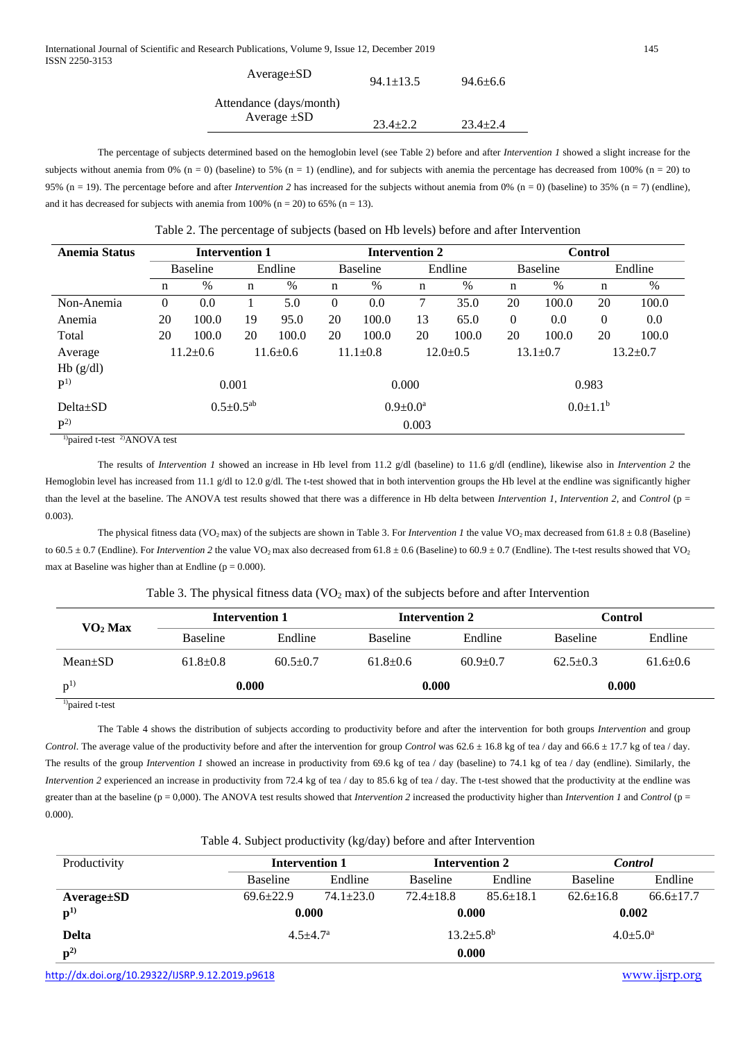| | | |
|---|---|---|
| Average±SD | 94.1±13.5 | 94.6±6.6 |
| Attendance (days/month) Average ±SD | 23.4±2.2 | 23.4±2.4 |

The percentage of subjects determined based on the hemoglobin level (see Table 2) before and after *Intervention 1* showed a slight increase for the subjects without anemia from 0% (n = 0) (baseline) to 5% (n = 1) (endline), and for subjects with anemia the percentage has decreased from 100% (n = 20) to 95% (n = 19). The percentage before and after *Intervention 2* has increased for the subjects without anemia from 0% (n = 0) (baseline) to 35% (n = 7) (endline), and it has decreased for subjects with anemia from 100% (n = 20) to 65% (n = 13).

Table 2. The percentage of subjects (based on Hb levels) before and after Intervention

| Anemia Status | Intervention 1 | | | | Intervention 2 | | | | Control | | | |
|---|---|---|---|---|---|---|---|---|---|---|---|---|
| | Baseline | | Endline | | Baseline | | Endline | | Baseline | | Endline | |
| | n | % | n | % | n | % | n | % | n | % | n | % |
| Non-Anemia | 0 | 0.0 | 1 | 5.0 | 0 | 0.0 | 7 | 35.0 | 20 | 100.0 | 20 | 100.0 |
| Anemia | 20 | 100.0 | 19 | 95.0 | 20 | 100.0 | 13 | 65.0 | 0 | 0.0 | 0 | 0.0 |
| Total | 20 | 100.0 | 20 | 100.0 | 20 | 100.0 | 20 | 100.0 | 20 | 100.0 | 20 | 100.0 |
| Average Hb (g/dl) | 11.2±0.6 | | 11.6±0.6 | | 11.1±0.8 | | 12.0±0.5 | | 13.1±0.7 | | 13.2±0.7 | |
| P[1)] | 0.001 | | | | 0.000 | | | | 0.983 | | | |
| Delta±SD | $0.5\pm0.5^{ab}$ | | | | $0.9\pm0.0^{a}$ | | | | $0.0\pm1.1^{b}$ | | | |
| P[2)] | 0.003 | | | | | | | | | | | |

[1)]paired t-test [2)]ANOVA test

The results of *Intervention 1* showed an increase in Hb level from 11.2 g/dl (baseline) to 11.6 g/dl (endline), likewise also in *Intervention 2* the Hemoglobin level has increased from 11.1 g/dl to 12.0 g/dl. The t-test showed that in both intervention groups the Hb level at the endline was significantly higher than the level at the baseline. The ANOVA test results showed that there was a difference in Hb delta between *Intervention 1*, *Intervention 2*, and *Control* (p = 0.003).

The physical fitness data ($VO_2$ max) of the subjects are shown in Table 3. For *Intervention 1* the value $VO_2$ max decreased from 61.8 ± 0.8 (Baseline) to 60.5 ± 0.7 (Endline). For *Intervention 2* the value $VO_2$ max also decreased from 61.8 ± 0.6 (Baseline) to 60.9 ± 0.7 (Endline). The t-test results showed that $VO_2$ max at Baseline was higher than at Endline (p = 0.000).

Table 3. The physical fitness data ($VO_2$ max) of the subjects before and after Intervention

| $VO_2$ Max | Intervention 1 | | Intervention 2 | | Control | |
|---|---|---|---|---|---|---|
| | Baseline | Endline | Baseline | Endline | Baseline | Endline |
| Mean±SD | 61.8±0.8 | 60.5±0.7 | 61.8±0.6 | 60.9±0.7 | 62.5±0.3 | 61.6±0.6 |
| p[1)] | **0.000** | | **0.000** | | **0.000** | |

[1)]paired t-test

The Table 4 shows the distribution of subjects according to productivity before and after the intervention for both groups *Intervention* and group *Control*. The average value of the productivity before and after the intervention for group *Control* was 62.6 ± 16.8 kg of tea / day and 66.6 ± 17.7 kg of tea / day. The results of the group *Intervention 1* showed an increase in productivity from 69.6 kg of tea / day (baseline) to 74.1 kg of tea / day (endline). Similarly, the *Intervention 2* experienced an increase in productivity from 72.4 kg of tea / day to 85.6 kg of tea / day. The t-test showed that the productivity at the endline was greater than at the baseline (p = 0,000). The ANOVA test results showed that *Intervention 2* increased the productivity higher than *Intervention 1* and *Control* (p = 0.000).

Table 4. Subject productivity (kg/day) before and after Intervention

| Productivity | Intervention 1 | | Intervention 2 | | *Control* | |
|---|---|---|---|---|---|---|
| | Baseline | Endline | Baseline | Endline | Baseline | Endline |
| **Average±SD** | 69.6±22.9 | 74.1±23.0 | 72.4±18.8 | 85.6±18.1 | 62.6±16.8 | 66.6±17.7 |
| **p[1)]** | **0.000** | | **0.000** | | **0.002** | |
| **Delta** | $4.5\pm4.7^{a}$ | | $13.2\pm5.8^{b}$ | | $4.0\pm5.0^{a}$ | |
| **p[2)]** | | | **0.000** | | | |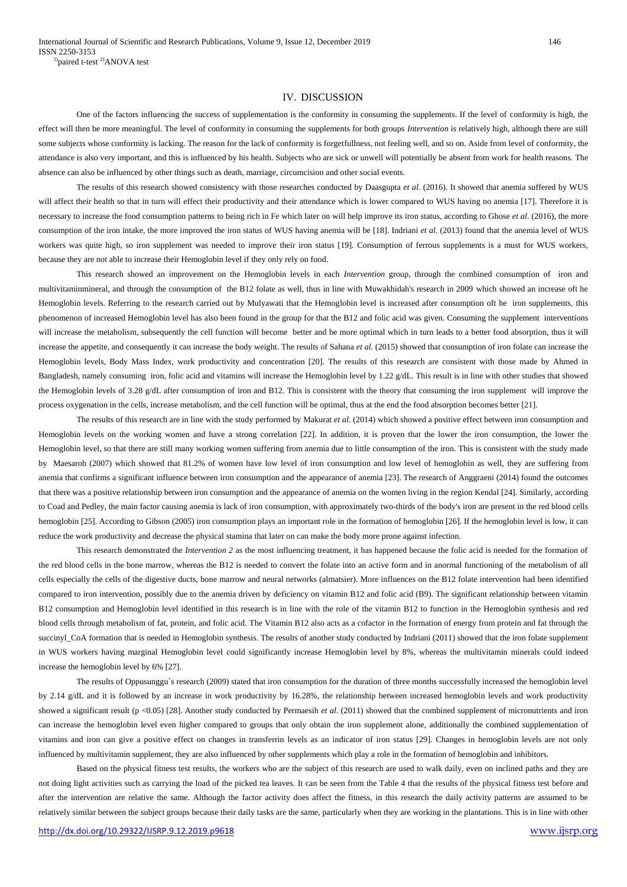[1)]paired t-test [2)]ANOVA test

## IV. DISCUSSION

One of the factors influencing the success of supplementation is the conformity in consuming the supplements. If the level of conformity is high, the effect will then be more meaningful. The level of conformity in consuming the supplements for both groups *Intervention* is relatively high, although there are still some subjects whose conformity is lacking. The reason for the lack of conformity is forgetfullness, not feeling well, and so on. Aside from level of conformity, the attendance is also very important, and this is influenced by his health. Subjects who are sick or unwell will potentially be absent from work for health reasons. The absence can also be influenced by other things such as death, marriage, circumcision and other social events.

The results of this research showed consistency with those researches conducted by Daasgupta *et al.* (2016). It showed that anemia suffered by WUS will affect their health so that in turn will effect their productivity and their attendance which is lower compared to WUS having no anemia [17]. Therefore it is necessary to increase the food consumption patterns to being rich in Fe which later on will help improve its iron status, according to Ghose *et al*. (2016), the more consumption of the iron intake, the more improved the iron status of WUS having anemia will be [18]. Indriani *et al*. (2013) found that the anemia level of WUS workers was quite high, so iron supplement was needed to improve their iron status [19]. Consumption of ferrous supplements is a must for WUS workers, because they are not able to increase their Hemoglobin level if they only rely on food.

This research showed an improvement on the Hemoglobin levels in each *Intervention* group, through the combined consumption of iron and multivitaminmineral, and through the consumption of the B12 folate as well, thus in line with Muwakhidah's research in 2009 which showed an increase oft he Hemoglobin levels. Referring to the research carried out by Mulyawati that the Hemoglobin level is increased after consumption oft he iron supplements, this phenomenon of increased Hemoglobin level has also been found in the group for that the B12 and folic acid was given. Consuming the supplement interventions will increase the metabolism, subsequently the cell function will become better and be more optimal which in turn leads to a better food absorption, thus it will increase the appetite, and consequently it can increase the body weight. The results of Sahana *et al.* (2015) showed that consumption of iron folate can increase the Hemoglobin levels, Body Mass Index, work productivity and concentration [20]. The results of this research are consistent with those made by Ahmed in Bangladesh, namely consuming iron, folic acid and vitamins will increase the Hemoglobin level by 1.22 g/dL. This result is in line with other studies that showed the Hemoglobin levels of 3.28 g/dL after consumption of iron and B12. This is consistent with the theory that consuming the iron supplement will improve the process oxygenation in the cells, increase metabolism, and the cell function will be optimal, thus at the end the food absorption becomes better [21].

The results of this research are in line with the study performed by Makurat *et al*. (2014) which showed a positive effect between iron consumption and Hemoglobin levels on the working women and have a strong correlation [22]. In addition, it is proven that the lower the iron consumption, the lower the Hemoglobin level, so that there are still many working women suffering from anemia due to little consumption of the iron. This is consistent with the study made by Maesaroh (2007) which showed that 81.2% of women have low level of iron consumption and low level of hemoglobin as well, they are suffering from anemia that confirms a significant influence between iron consumption and the appearance of anemia [23]. The research of Anggraeni (2014) found the outcomes that there was a positive relationship between iron consumption and the appearance of anemia on the women living in the region Kendal [24]. Similarly, according to Coad and Pedley, the main factor causing anemia is lack of iron consumption, with approximately two-thirds of the body's iron are present in the red blood cells hemoglobin [25]. According to Gibson (2005) iron consumption plays an important role in the formation of hemoglobin [26]. If the hemoglobin level is low, it can reduce the work productivity and decrease the physical stamina that later on can make the body more prone against infection.

This research demonstrated the *Intervention 2* as the most influencing treatment, it has happened because the folic acid is needed for the formation of the red blood cells in the bone marrow, whereas the B12 is needed to convert the folate into an active form and in anormal functioning of the metabolism of all cells especially the cells of the digestive ducts, bone marrow and neural networks (almatsier). More influences on the B12 folate intervention had been identified compared to iron intervention, possibly due to the anemia driven by deficiency on vitamin B12 and folic acid (B9). The significant relationship between vitamin B12 consumption and Hemoglobin level identified in this research is in line with the role of the vitamin B12 to function in the Hemoglobin synthesis and red blood cells through metabolism of fat, protein, and folic acid. The Vitamin B12 also acts as a cofactor in the formation of energy from protein and fat through the succinyl_CoA formation that is needed in Hemoglobin synthesis. The results of another study conducted by Indriani (2011) showed that the iron folate supplement in WUS workers having marginal Hemoglobin level could significantly increase Hemoglobin level by 8%, whereas the multivitamin minerals could indeed increase the hemoglobin level by 6% [27].

The results of Oppusunggu`s research (2009) stated that iron consumption for the duration of three months successfully increased the hemoglobin level by 2.14 g/dL and it is followed by an increase in work productivity by 16.28%, the relationship between increased hemoglobin levels and work productivity showed a significant result ($p < 0.05$) [28]. Another study conducted by Permaesih *et al*. (2011) showed that the combined supplement of micronutrients and iron can increase the hemoglobin level even higher compared to groups that only obtain the iron supplement alone, additionally the combined supplementation of vitamins and iron can give a positive effect on changes in transferrin levels as an indicator of iron status [29]. Changes in hemoglobin levels are not only influenced by multivitamin supplement, they are also influenced by other supplements which play a role in the formation of hemoglobin and inhibitors.

Based on the physical fitness test results, the workers who are the subject of this research are used to walk daily, even on inclined paths and they are not doing light activities such as carrying the load of the picked tea leaves. It can be seen from the Table 4 that the results of the physical fitness test before and after the intervention are relative the same. Although the factor activity does affect the fitness, in this research the daily activity patterns are assumed to be relatively similar between the subject groups because their daily tasks are the same, particularly when they are working in the plantations. This is in line with other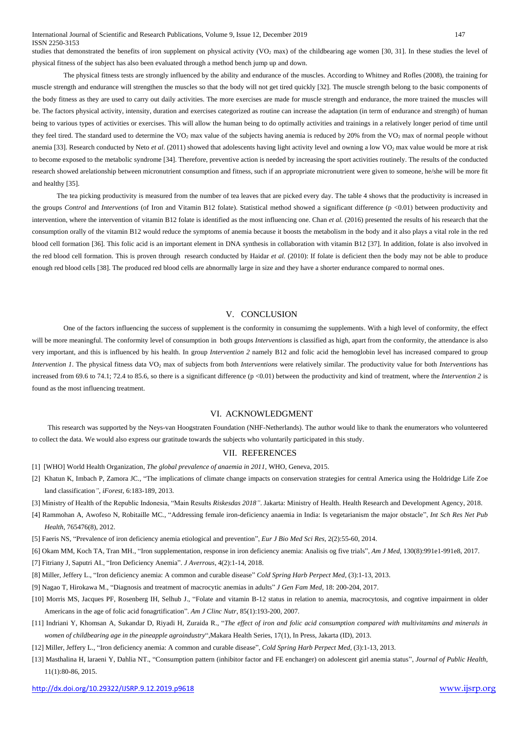studies that demonstrated the benefits of iron supplement on physical activity ($VO_2$ max) of the childbearing age women [30, 31]. In these studies the level of physical fitness of the subject has also been evaluated through a method bench jump up and down.

The physical fitness tests are strongly influenced by the ability and endurance of the muscles. According to Whitney and Rofles (2008), the training for muscle strength and endurance will strengthen the muscles so that the body will not get tired quickly [32]. The muscle strength belong to the basic components of the body fitness as they are used to carry out daily activities. The more exercises are made for muscle strength and endurance, the more trained the muscles will be. The factors physical activity, intensity, duration and exercises categorized as routine can increase the adaptation (in term of endurance and strength) of human being to various types of activities or exercises. This will allow the human being to do optimally activities and trainings in a relatively longer period of time until they feel tired. The standard used to determine the $VO_2$ max value of the subjects having anemia is reduced by 20% from the $VO_2$ max of normal people without anemia [33]. Research conducted by Neto *et al*. (2011) showed that adolescents having light activity level and owning a low $VO_2$ max value would be more at risk to become exposed to the metabolic syndrome [34]. Therefore, preventive action is needed by increasing the sport activities routinely. The results of the conducted research showed arelationship between micronutrient consumption and fitness, such if an appropriate micronutrient were given to someone, he/she will be more fit and healthy [35].

The tea picking productivity is measured from the number of tea leaves that are picked every day. The table 4 shows that the productivity is increased in the groups *Control* and *Interventions* (of Iron and Vitamin B12 folate). Statistical method showed a significant difference ($p < 0.01$) between productivity and intervention, where the intervention of vitamin B12 folate is identified as the most influencing one. Chan *et al.* (2016) presented the results of his research that the consumption orally of the vitamin B12 would reduce the symptoms of anemia because it boosts the metabolism in the body and it also plays a vital role in the red blood cell formation [36]. This folic acid is an important element in DNA synthesis in collaboration with vitamin B12 [37]. In addition, folate is also involved in the red blood cell formation. This is proven through research conducted by Haidar *et al.* (2010): If folate is deficient then the body may not be able to produce enough red blood cells [38]. The produced red blood cells are abnormally large in size and they have a shorter endurance compared to normal ones.

## V. CONCLUSION

One of the factors influencing the success of supplement is the conformity in consumimg the supplements. With a high level of conformity, the effect will be more meaningful. The conformity level of consumption in both groups *Interventions* is classified as high, apart from the conformity, the attendance is also very important, and this is influenced by his health. In group *Intervention 2* namely B12 and folic acid the hemoglobin level has increased compared to group *Intervention 1*. The physical fitness data $VO_2$ max of subjects from both *Interventions* were relatively similar. The productivity value for both *Interventions* has increased from 69.6 to 74.1; 72.4 to 85.6, so there is a significant difference ($p < 0.01$) between the productivity and kind of treatment, where the *Intervention 2* is found as the most influencing treatment.

## VI. ACKNOWLEDGMENT

This research was supported by the Neys-van Hoogstraten Foundation (NHF-Netherlands). The author would like to thank the enumerators who volunteered to collect the data. We would also express our gratitude towards the subjects who voluntarily participated in this study.

## VII. REFERENCES

[1] [WHO] World Health Organization, *The global prevalence of anaemia in 2011*, WHO, Geneva, 2015.

[2] Khatun K, Imbach P, Zamora JC., "The implications of climate change impacts on conservation strategies for central America using the Holdridge Life Zoe land classification", *iForest*, 6:183-189, 2013.

[3] Ministry of Health of the Republic Indonesia, "Main Results *Riskesdas 2018*". Jakarta: Ministry of Health. Health Research and Development Agency, 2018.

[4] Rammohan A, Awofeso N, Robitaille MC., "Addressing female iron-deficiency anaemia in India: Is vegetarianism the major obstacle", *Int Sch Res Net Pub Health*, 765476(8), 2012.

[5] Faeris NS, "Prevalence of iron deficiency anemia etiological and prevention", *Eur J Bio Med Sci Res*, 2(2):55-60, 2014.

[6] Okam MM, Koch TA, Tran MH., "Iron supplementation, response in iron deficiency anemia: Analisis og five trials", *Am J Med*, 130(8):991e1-991e8, 2017.

[7] Fitriany J, Saputri AI., "Iron Deficiency Anemia". *J Averrous*, 4(2):1-14, 2018.

[8] Miller, Jeffery L., "Iron deficiency anemia: A common and curable disease" *Cold Spring Harb Perpect Med*, (3):1-13, 2013.

[9] Nagao T, Hirokawa M., "Diagnosis and treatment of macrocytic anemias in adults" *J Gen Fam Med*, 18: 200-204, 2017.

[10] Morris MS, Jacques PF, Rosenberg IH, Selhub J., "Folate and vitamin B-12 status in relation to anemia, macrocytosis, and cogntive impairment in older Americans in the age of folic acid fonagrtification". *Am J Clinc Nutr*, 85(1):193-200, 2007.

[11] Indriani Y, Khomsan A, Sukandar D, Riyadi H, Zuraida R., "*The effect of iron and folic acid consumption compared with multivitamins and minerals in women of childbearing age in the pineapple agroindustry*",Makara Health Series, 17(1), In Press, Jakarta (ID), 2013.

[12] Miller, Jeffery L., "Iron deficiency anemia: A common and curable disease", *Cold Spring Harb Perpect Med*, (3):1-13, 2013.

[13] Masthalina H, laraeni Y, Dahlia NT., "Consumption pattern (inhibitor factor and FE enchanger) on adolescent girl anemia status", *Journal of Public Health*, 11(1):80-86, 2015.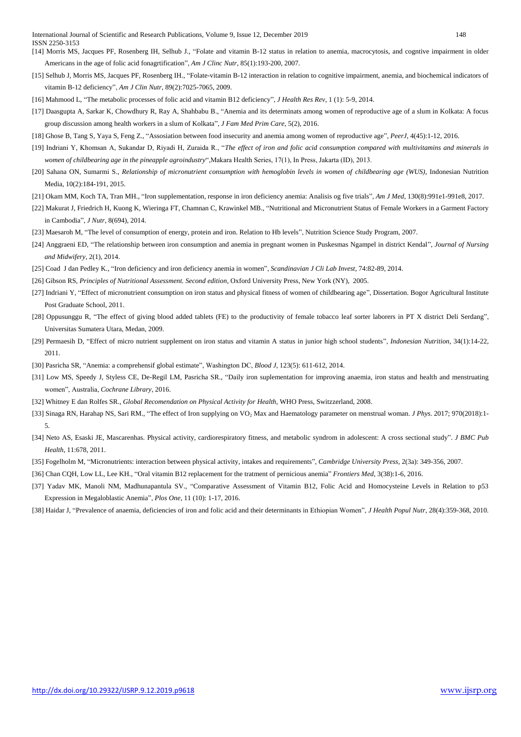[14] Morris MS, Jacques PF, Rosenberg IH, Selhub J., "Folate and vitamin B-12 status in relation to anemia, macrocytosis, and cogntive impairment in older Americans in the age of folic acid fonagrtification", *Am J Clinc Nutr*, 85(1):193-200, 2007.

[15] Selhub J, Morris MS, Jacques PF, Rosenberg IH., "Folate-vitamin B-12 interaction in relation to cognitive impairment, anemia, and biochemical indicators of vitamin B-12 deficiency", *Am J Clin Nutr*, 89(2):7025-7065, 2009.

[16] Mahmood L, "The metabolic processes of folic acid and vitamin B12 deficiency", *J Health Res Rev*, 1 (1): 5-9, 2014.

[17] Daasgupta A, Sarkar K, Chowdhury R, Ray A, Shahbabu B., "Anemia and its determinats among women of reproductive age of a slum in Kolkata: A focus group discussion among health workers in a slum of Kolkata", *J Fam Med Prim Care*, 5(2), 2016.

[18] Ghose B, Tang S, Yaya S, Feng Z., "Assosiation between food insecurity and anemia among women of reproductive age", *PeerJ*, 4(45):1-12, 2016.

[19] Indriani Y, Khomsan A, Sukandar D, Riyadi H, Zuraida R., "*The effect of iron and folic acid consumption compared with multivitamins and minerals in women of childbearing age in the pineapple agroindustry*",Makara Health Series, 17(1), In Press, Jakarta (ID), 2013.

[20] Sahana ON, Sumarmi S., *Relationship of micronutrient consumption with hemoglobin levels in women of childbearing age (WUS)*, Indonesian Nutrition Media, 10(2):184-191, 2015.

[21] Okam MM, Koch TA, Tran MH., "Iron supplementation, response in iron deficiency anemia: Analisis og five trials", *Am J Med*, 130(8):991e1-991e8, 2017.

[22] Makurat J, Friedrich H, Kuong K, Wieringa FT, Chamnan C, Krawinkel MB., "Nutritional and Micronutrient Status of Female Workers in a Garment Factory in Cambodia", *J Nutr*, 8(694), 2014.

[23] Maesaroh M, "The level of consumption of energy, protein and iron. Relation to Hb levels", Nutrition Science Study Program, 2007.

[24] Anggraeni ED, "The relationship between iron consumption and anemia in pregnant women in Puskesmas Ngampel in district Kendal", *Journal of Nursing and Midwifery*, 2(1), 2014.

[25] Coad J dan Pedley K., "Iron deficiency and iron deficiency anemia in women", *Scandinavian J Cli Lab Invest*, 74:82-89, 2014.

[26] Gibson RS, *Principles of Nutritional Assessment. Second edition*, Oxford University Press, New York (NY), 2005.

[27] Indriani Y, "Effect of micronutrient consumption on iron status and physical fitness of women of childbearing age", Dissertation. Bogor Agricultural Institute Post Graduate School, 2011.

[28] Oppusunggu R, "The effect of giving blood added tablets (FE) to the productivity of female tobacco leaf sorter laborers in PT X district Deli Serdang", Universitas Sumatera Utara, Medan, 2009.

[29] Permaesih D, "Effect of micro nutrient supplement on iron status and vitamin A status in junior high school students", *Indonesian Nutrition*, 34(1):14-22, 2011.

[30] Pasricha SR, "Anemia: a comprehensif global estimate", Washington DC, *Blood J*, 123(5): 611-612, 2014.

[31] Low MS, Speedy J, Styless CE, De-Regil LM, Pasricha SR., "Daily iron suplementation for improving anaemia, iron status and health and menstruating women", Australia, *Cochrane Library*, 2016.

[32] Whitney E dan Rolfes SR., *Global Recomendation on Physical Activity for Health*, WHO Press, Switzzerland, 2008.

[33] Sinaga RN, Harahap NS, Sari RM., "The effect of Iron supplying on $VO_2$ Max and Haematology parameter on menstrual woman. *J Phys*. 2017; 970(2018):1-5.

[34] Neto AS, Esaski JE, Mascarenhas. Physical activity, cardiorespiratory fitness, and metabolic syndrom in adolescent: A cross sectional study". *J BMC Pub Health*, 11:678, 2011.

[35] Fogelholm M, "Micronutrients: interaction between physical activity, intakes and requirements", *Cambridge University Press*, 2(3a): 349-356, 2007.

[36] Chan CQH, Low LL, Lee KH., "Oral vitamin B12 replacement for the tratment of pernicious anemia" *Frontiers Med*, 3(38):1-6, 2016.

[37] Yadav MK, Manoli NM, Madhunapantula SV., "Comparative Assessment of Vitamin B12, Folic Acid and Homocysteine Levels in Relation to p53 Expression in Megaloblastic Anemia", *Plos One*, 11 (10): 1-17, 2016.

[38] Haidar J, "Prevalence of anaemia, deficiencies of iron and folic acid and their determinants in Ethiopian Women", *J Health Popul Nutr*, 28(4):359-368, 2010.